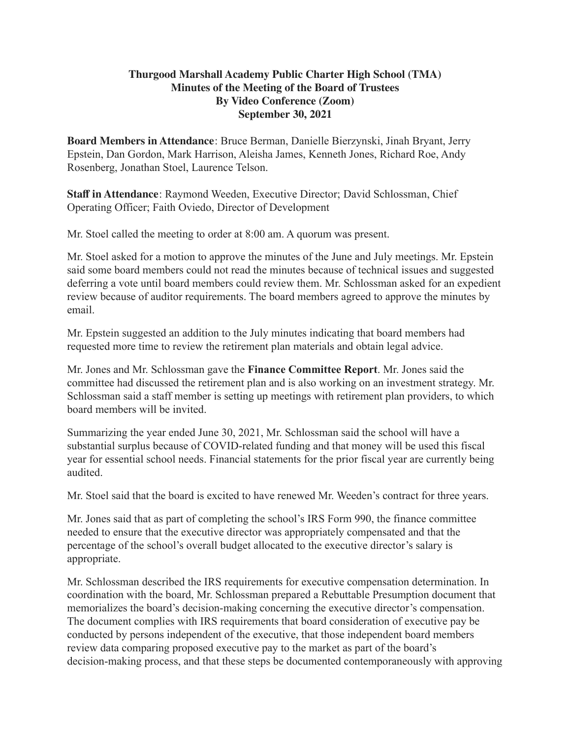**Thurgood Marshall Academy Public Charter High School (TMA)**
**Minutes of the Meeting of the Board of Trustees**
**By Video Conference (Zoom)**
**September 30, 2021**

**Board Members in Attendance**: Bruce Berman, Danielle Bierzynski, Jinah Bryant, Jerry Epstein, Dan Gordon, Mark Harrison, Aleisha James, Kenneth Jones, Richard Roe, Andy Rosenberg, Jonathan Stoel, Laurence Telson.

**Staff in Attendance**: Raymond Weeden, Executive Director; David Schlossman, Chief Operating Officer; Faith Oviedo, Director of Development

Mr. Stoel called the meeting to order at 8:00 am. A quorum was present.

Mr. Stoel asked for a motion to approve the minutes of the June and July meetings. Mr. Epstein said some board members could not read the minutes because of technical issues and suggested deferring a vote until board members could review them. Mr. Schlossman asked for an expedient review because of auditor requirements. The board members agreed to approve the minutes by email.

Mr. Epstein suggested an addition to the July minutes indicating that board members had requested more time to review the retirement plan materials and obtain legal advice.

Mr. Jones and Mr. Schlossman gave the **Finance Committee Report**. Mr. Jones said the committee had discussed the retirement plan and is also working on an investment strategy. Mr. Schlossman said a staff member is setting up meetings with retirement plan providers, to which board members will be invited.

Summarizing the year ended June 30, 2021, Mr. Schlossman said the school will have a substantial surplus because of COVID-related funding and that money will be used this fiscal year for essential school needs. Financial statements for the prior fiscal year are currently being audited.

Mr. Stoel said that the board is excited to have renewed Mr. Weeden's contract for three years.

Mr. Jones said that as part of completing the school's IRS Form 990, the finance committee needed to ensure that the executive director was appropriately compensated and that the percentage of the school's overall budget allocated to the executive director's salary is appropriate.

Mr. Schlossman described the IRS requirements for executive compensation determination. In coordination with the board, Mr. Schlossman prepared a Rebuttable Presumption document that memorializes the board's decision-making concerning the executive director's compensation. The document complies with IRS requirements that board consideration of executive pay be conducted by persons independent of the executive, that those independent board members review data comparing proposed executive pay to the market as part of the board's decision-making process, and that these steps be documented contemporaneously with approving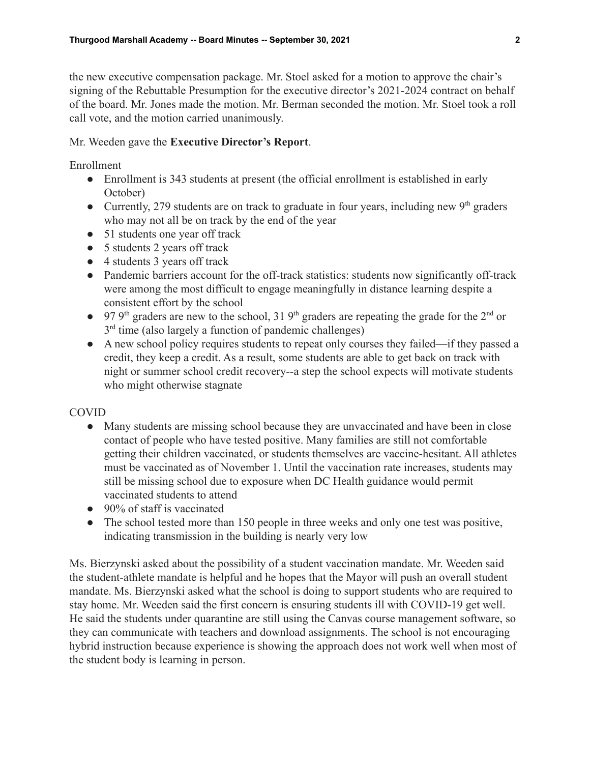the new executive compensation package. Mr. Stoel asked for a motion to approve the chair's signing of the Rebuttable Presumption for the executive director's 2021-2024 contract on behalf of the board. Mr. Jones made the motion. Mr. Berman seconded the motion. Mr. Stoel took a roll call vote, and the motion carried unanimously.

Mr. Weeden gave the **Executive Director's Report**.

Enrollment

- Enrollment is 343 students at present (the official enrollment is established in early October)
- Currently, 279 students are on track to graduate in four years, including new 9th graders who may not all be on track by the end of the year
- 51 students one year off track
- 5 students 2 years off track
- 4 students 3 years off track
- Pandemic barriers account for the off-track statistics: students now significantly off-track were among the most difficult to engage meaningfully in distance learning despite a consistent effort by the school
- 97 9th graders are new to the school, 31 9th graders are repeating the grade for the 2nd or 3rd time (also largely a function of pandemic challenges)
- A new school policy requires students to repeat only courses they failed—if they passed a credit, they keep a credit. As a result, some students are able to get back on track with night or summer school credit recovery--a step the school expects will motivate students who might otherwise stagnate

COVID

- Many students are missing school because they are unvaccinated and have been in close contact of people who have tested positive. Many families are still not comfortable getting their children vaccinated, or students themselves are vaccine-hesitant. All athletes must be vaccinated as of November 1. Until the vaccination rate increases, students may still be missing school due to exposure when DC Health guidance would permit vaccinated students to attend
- 90% of staff is vaccinated
- The school tested more than 150 people in three weeks and only one test was positive, indicating transmission in the building is nearly very low

Ms. Bierzynski asked about the possibility of a student vaccination mandate. Mr. Weeden said the student-athlete mandate is helpful and he hopes that the Mayor will push an overall student mandate. Ms. Bierzynski asked what the school is doing to support students who are required to stay home. Mr. Weeden said the first concern is ensuring students ill with COVID-19 get well. He said the students under quarantine are still using the Canvas course management software, so they can communicate with teachers and download assignments. The school is not encouraging hybrid instruction because experience is showing the approach does not work well when most of the student body is learning in person.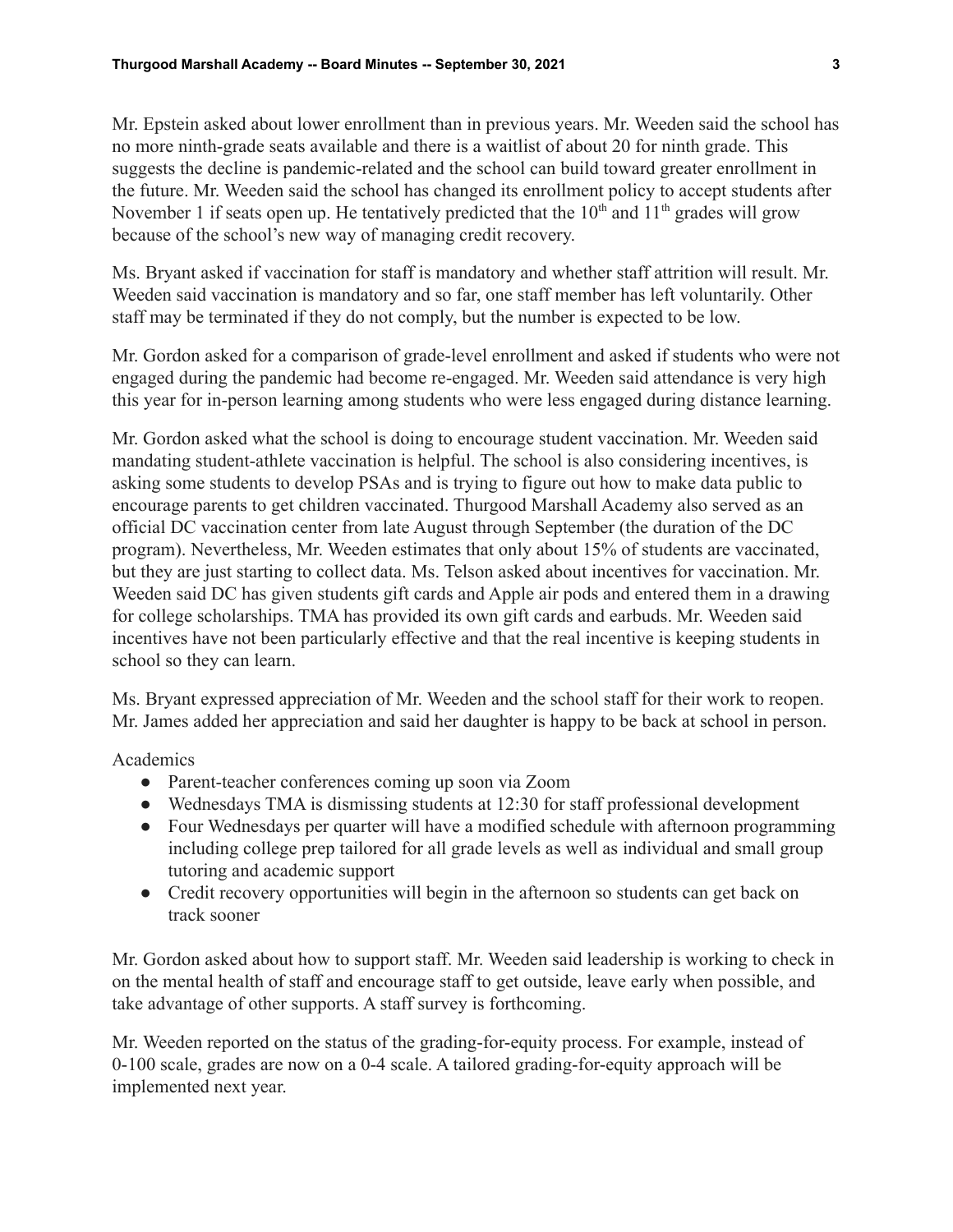Mr. Epstein asked about lower enrollment than in previous years. Mr. Weeden said the school has no more ninth-grade seats available and there is a waitlist of about 20 for ninth grade. This suggests the decline is pandemic-related and the school can build toward greater enrollment in the future. Mr. Weeden said the school has changed its enrollment policy to accept students after November 1 if seats open up. He tentatively predicted that the 10th and 11th grades will grow because of the school's new way of managing credit recovery.

Ms. Bryant asked if vaccination for staff is mandatory and whether staff attrition will result. Mr. Weeden said vaccination is mandatory and so far, one staff member has left voluntarily. Other staff may be terminated if they do not comply, but the number is expected to be low.

Mr. Gordon asked for a comparison of grade-level enrollment and asked if students who were not engaged during the pandemic had become re-engaged. Mr. Weeden said attendance is very high this year for in-person learning among students who were less engaged during distance learning.

Mr. Gordon asked what the school is doing to encourage student vaccination. Mr. Weeden said mandating student-athlete vaccination is helpful. The school is also considering incentives, is asking some students to develop PSAs and is trying to figure out how to make data public to encourage parents to get children vaccinated. Thurgood Marshall Academy also served as an official DC vaccination center from late August through September (the duration of the DC program). Nevertheless, Mr. Weeden estimates that only about 15% of students are vaccinated, but they are just starting to collect data. Ms. Telson asked about incentives for vaccination. Mr. Weeden said DC has given students gift cards and Apple air pods and entered them in a drawing for college scholarships. TMA has provided its own gift cards and earbuds. Mr. Weeden said incentives have not been particularly effective and that the real incentive is keeping students in school so they can learn.

Ms. Bryant expressed appreciation of Mr. Weeden and the school staff for their work to reopen. Mr. James added her appreciation and said her daughter is happy to be back at school in person.

Academics

- Parent-teacher conferences coming up soon via Zoom
- Wednesdays TMA is dismissing students at 12:30 for staff professional development
- Four Wednesdays per quarter will have a modified schedule with afternoon programming including college prep tailored for all grade levels as well as individual and small group tutoring and academic support
- Credit recovery opportunities will begin in the afternoon so students can get back on track sooner

Mr. Gordon asked about how to support staff. Mr. Weeden said leadership is working to check in on the mental health of staff and encourage staff to get outside, leave early when possible, and take advantage of other supports. A staff survey is forthcoming.

Mr. Weeden reported on the status of the grading-for-equity process. For example, instead of 0-100 scale, grades are now on a 0-4 scale. A tailored grading-for-equity approach will be implemented next year.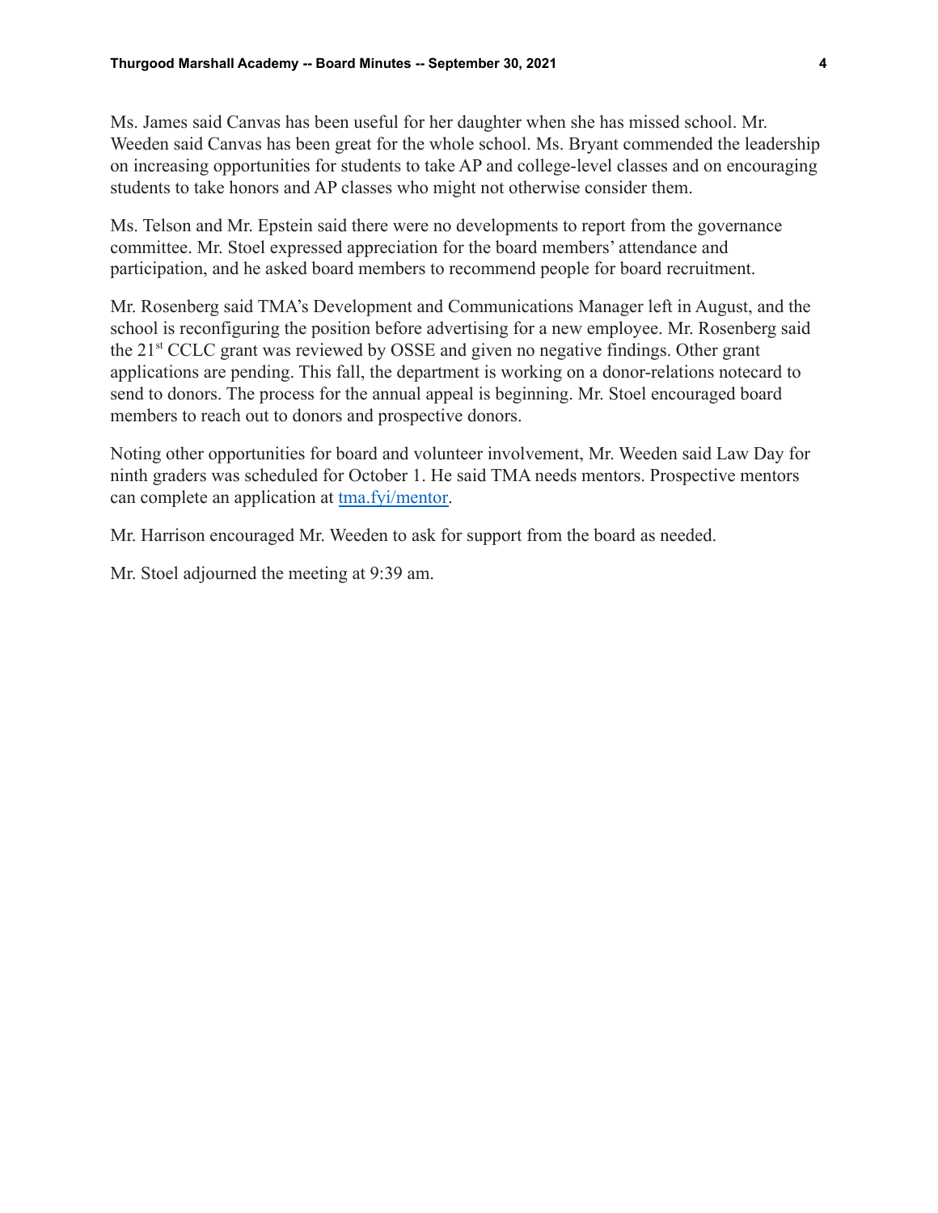Ms. James said Canvas has been useful for her daughter when she has missed school. Mr. Weeden said Canvas has been great for the whole school. Ms. Bryant commended the leadership on increasing opportunities for students to take AP and college-level classes and on encouraging students to take honors and AP classes who might not otherwise consider them.

Ms. Telson and Mr. Epstein said there were no developments to report from the governance committee. Mr. Stoel expressed appreciation for the board members' attendance and participation, and he asked board members to recommend people for board recruitment.

Mr. Rosenberg said TMA's Development and Communications Manager left in August, and the school is reconfiguring the position before advertising for a new employee. Mr. Rosenberg said the 21st CCLC grant was reviewed by OSSE and given no negative findings. Other grant applications are pending. This fall, the department is working on a donor-relations notecard to send to donors. The process for the annual appeal is beginning. Mr. Stoel encouraged board members to reach out to donors and prospective donors.

Noting other opportunities for board and volunteer involvement, Mr. Weeden said Law Day for ninth graders was scheduled for October 1. He said TMA needs mentors. Prospective mentors can complete an application at [tma.fyi/mentor](tma.fyi/mentor).

Mr. Harrison encouraged Mr. Weeden to ask for support from the board as needed.

Mr. Stoel adjourned the meeting at 9:39 am.